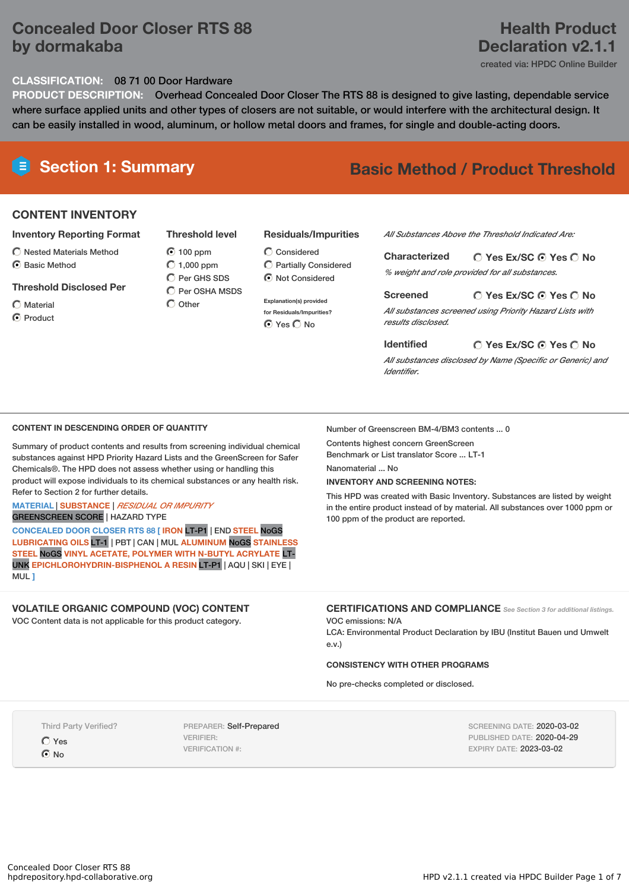# Concealed Door Closer RTS 88 by dormakaba

# Health Product Declaration v2.1.1

created via: HPDC Online Builder

**CLASSIFICATION:** 08 71 00 Door Hardware

**PRODUCT DESCRIPTION:** Overhead Concealed Door Closer The RTS 88 is designed to give lasting, dependable service where surface applied units and other types of closers are not suitable, or would interfere with the architectural design. It can be easily installed in wood, aluminum, or hollow metal doors and frames, for single and double-acting doors.

## Section 1: Summary

**Basic Method / Product Threshold**

### CONTENT INVENTORY

**Inventory Reporting Format**

- ○ Nested Materials Method
- ◉ Basic Method

**Threshold Disclosed Per**

- ○ Material
- ◉ Product

**Threshold level**

- ◉ 100 ppm
- ○ 1,000 ppm
- ○ Per GHS SDS
- ○ Per OSHA MSDS
- ○ Other

**Residuals/Impurities**

- ○ Considered
- ○ Partially Considered
- ◉ Not Considered

Explanation(s) provided for Residuals/Impurities?
◉ Yes ○ No

*All Substances Above the Threshold Indicated Are:*

**Characterized** ○ Yes Ex/SC ◉ Yes ○ No
*% weight and role provided for all substances.*

**Screened** ○ Yes Ex/SC ◉ Yes ○ No
*All substances screened using Priority Hazard Lists with results disclosed.*

**Identified** ○ Yes Ex/SC ◉ Yes ○ No
*All substances disclosed by Name (Specific or Generic) and Identifier.*

### CONTENT IN DESCENDING ORDER OF QUANTITY

Summary of product contents and results from screening individual chemical substances against HPD Priority Hazard Lists and the GreenScreen for Safer Chemicals®. The HPD does not assess whether using or handling this product will expose individuals to its chemical substances or any health risk. Refer to Section 2 for further details.

MATERIAL | SUBSTANCE | *RESIDUAL OR IMPURITY*
GREENSCREEN SCORE | HAZARD TYPE

CONCEALED DOOR CLOSER RTS 88 [ IRON LT-P1 | END STEEL NoGS LUBRICATING OILS LT-1 | PBT | CAN | MUL ALUMINUM NoGS STAINLESS STEEL NoGS VINYL ACETATE, POLYMER WITH N-BUTYL ACRYLATE LT-UNK EPICHLOROHYDRIN-BISPHENOL A RESIN LT-P1 | AQU | SKI | EYE | MUL ]

Number of Greenscreen BM-4/BM3 contents ... 0

Contents highest concern GreenScreen Benchmark or List translator Score ... LT-1

Nanomaterial ... No

**INVENTORY AND SCREENING NOTES:**

This HPD was created with Basic Inventory. Substances are listed by weight in the entire product instead of by material. All substances over 1000 ppm or 100 ppm of the product are reported.

### VOLATILE ORGANIC COMPOUND (VOC) CONTENT

VOC Content data is not applicable for this product category.

### CERTIFICATIONS AND COMPLIANCE

*See Section 3 for additional listings.*

VOC emissions: N/A

LCA: Environmental Product Declaration by IBU (Institut Bauen und Umwelt e.v.)

**CONSISTENCY WITH OTHER PROGRAMS**

No pre-checks completed or disclosed.

Third Party Verified?
○ Yes
◉ No

PREPARER: Self-Prepared
VERIFIER:
VERIFICATION #:

SCREENING DATE: 2020-03-02
PUBLISHED DATE: 2020-04-29
EXPIRY DATE: 2023-03-02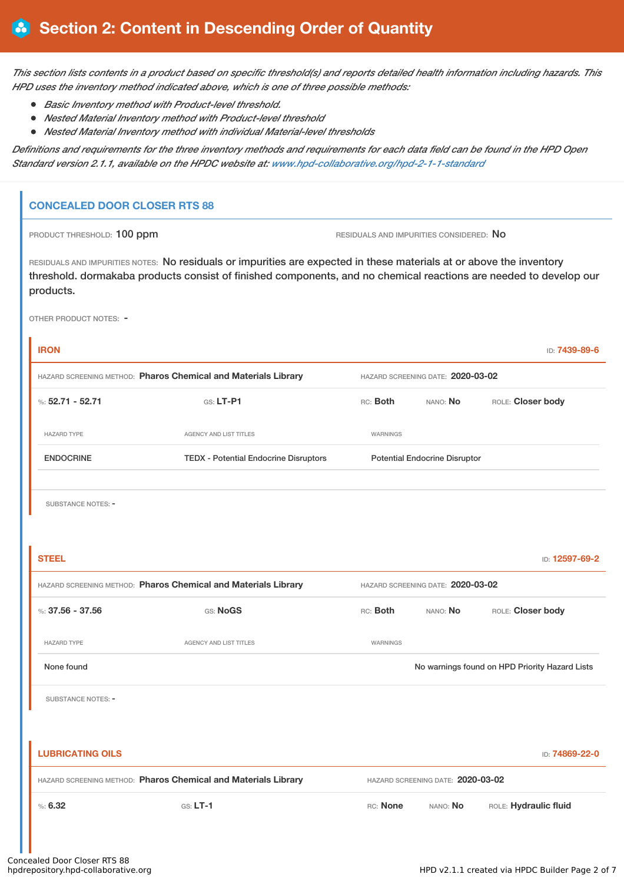# Section 2: Content in Descending Order of Quantity

*This section lists contents in a product based on specific threshold(s) and reports detailed health information including hazards. This HPD uses the inventory method indicated above, which is one of three possible methods:*

- *Basic Inventory method with Product-level threshold.*
- *Nested Material Inventory method with Product-level threshold*
- *Nested Material Inventory method with individual Material-level thresholds*

*Definitions and requirements for the three inventory methods and requirements for each data field can be found in the HPD Open Standard version 2.1.1, available on the HPDC website at: www.hpd-collaborative.org/hpd-2-1-1-standard*

## CONCEALED DOOR CLOSER RTS 88

PRODUCT THRESHOLD: 100 ppm

RESIDUALS AND IMPURITIES CONSIDERED: No

RESIDUALS AND IMPURITIES NOTES: No residuals or impurities are expected in these materials at or above the inventory threshold. dormakaba products consist of finished components, and no chemical reactions are needed to develop our products.

OTHER PRODUCT NOTES: -

### IRON

ID: 7439-89-6

HAZARD SCREENING METHOD: **Pharos Chemical and Materials Library**

HAZARD SCREENING DATE: **2020-03-02**

%: **52.71 - 52.71** GS: **LT-P1** RC: **Both** NANO: **No** ROLE: **Closer body**

| HAZARD TYPE | AGENCY AND LIST TITLES | WARNINGS |
| --- | --- | --- |
| ENDOCRINE | TEDX - Potential Endocrine Disruptors | Potential Endocrine Disruptor |

SUBSTANCE NOTES: -

### STEEL

ID: 12597-69-2

HAZARD SCREENING METHOD: **Pharos Chemical and Materials Library**

HAZARD SCREENING DATE: **2020-03-02**

%: **37.56 - 37.56** GS: **NoGS** RC: **Both** NANO: **No** ROLE: **Closer body**

| HAZARD TYPE | AGENCY AND LIST TITLES | WARNINGS |
| --- | --- | --- |
| None found | | No warnings found on HPD Priority Hazard Lists |

SUBSTANCE NOTES: -

### LUBRICATING OILS

ID: 74869-22-0

HAZARD SCREENING METHOD: **Pharos Chemical and Materials Library**

HAZARD SCREENING DATE: **2020-03-02**

%: **6.32** GS: **LT-1** RC: **None** NANO: **No** ROLE: **Hydraulic fluid**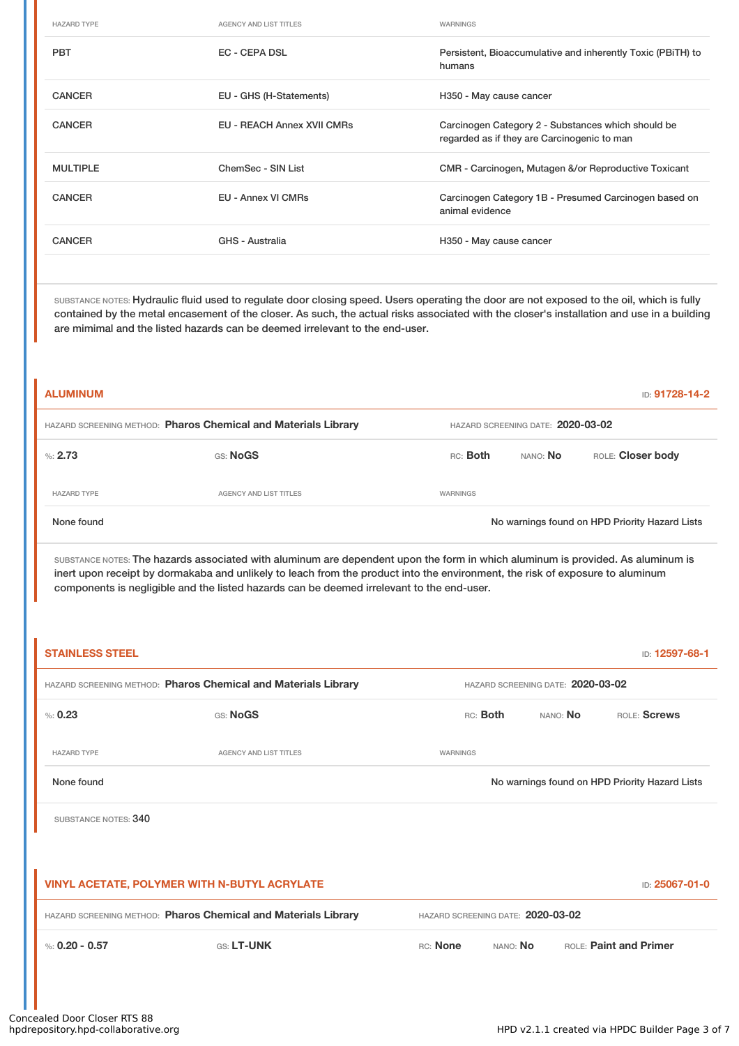| HAZARD TYPE | AGENCY AND LIST TITLES | WARNINGS |
|---|---|---|
| PBT | EC - CEPA DSL | Persistent, Bioaccumulative and inherently Toxic (PBiTH) to humans |
| CANCER | EU - GHS (H-Statements) | H350 - May cause cancer |
| CANCER | EU - REACH Annex XVII CMRs | Carcinogen Category 2 - Substances which should be regarded as if they are Carcinogenic to man |
| MULTIPLE | ChemSec - SIN List | CMR - Carcinogen, Mutagen &/or Reproductive Toxicant |
| CANCER | EU - Annex VI CMRs | Carcinogen Category 1B - Presumed Carcinogen based on animal evidence |
| CANCER | GHS - Australia | H350 - May cause cancer |

SUBSTANCE NOTES: Hydraulic fluid used to regulate door closing speed. Users operating the door are not exposed to the oil, which is fully contained by the metal encasement of the closer. As such, the actual risks associated with the closer's installation and use in a building are mimimal and the listed hazards can be deemed irrelevant to the end-user.

## ALUMINUM

ID: 91728-14-2

HAZARD SCREENING METHOD: **Pharos Chemical and Materials Library** HAZARD SCREENING DATE: **2020-03-02**

%: **2.73** GS: **NoGS** RC: **Both** NANO: **No** ROLE: **Closer body**

| HAZARD TYPE | AGENCY AND LIST TITLES | WARNINGS |
|---|---|---|
| None found | | No warnings found on HPD Priority Hazard Lists |

SUBSTANCE NOTES: The hazards associated with aluminum are dependent upon the form in which aluminum is provided. As aluminum is inert upon receipt by dormakaba and unlikely to leach from the product into the environment, the risk of exposure to aluminum components is negligible and the listed hazards can be deemed irrelevant to the end-user.

## STAINLESS STEEL

ID: 12597-68-1

HAZARD SCREENING METHOD: **Pharos Chemical and Materials Library** HAZARD SCREENING DATE: **2020-03-02**

%: **0.23** GS: **NoGS** RC: **Both** NANO: **No** ROLE: **Screws**

| HAZARD TYPE | AGENCY AND LIST TITLES | WARNINGS |
|---|---|---|
| None found | | No warnings found on HPD Priority Hazard Lists |

SUBSTANCE NOTES: 340

## VINYL ACETATE, POLYMER WITH N-BUTYL ACRYLATE

ID: 25067-01-0

HAZARD SCREENING METHOD: **Pharos Chemical and Materials Library** HAZARD SCREENING DATE: **2020-03-02**

%: **0.20 - 0.57** GS: **LT-UNK** RC: **None** NANO: **No** ROLE: **Paint and Primer**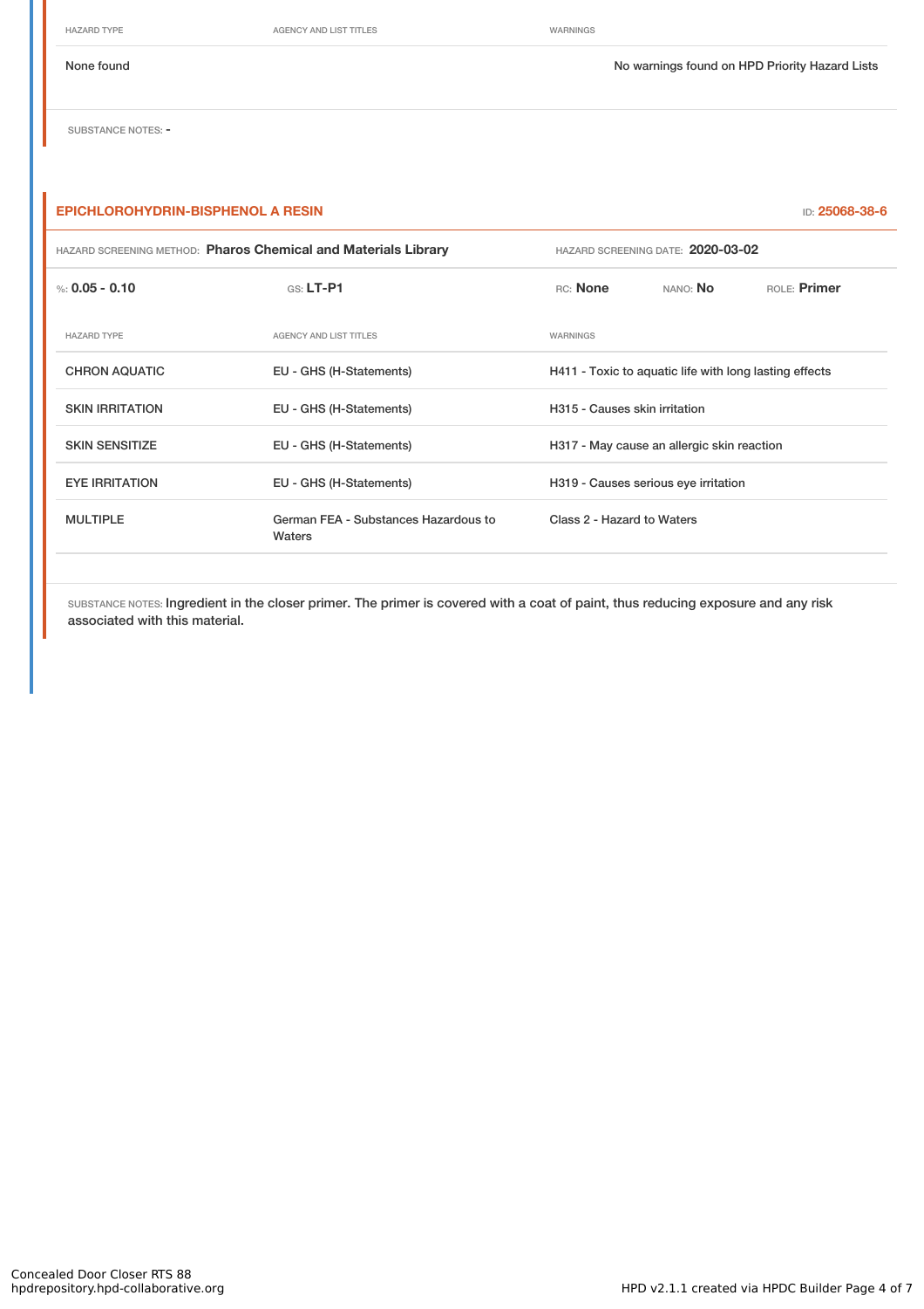| HAZARD TYPE | AGENCY AND LIST TITLES | WARNINGS |
|---|---|---|
| None found | | No warnings found on HPD Priority Hazard Lists |

SUBSTANCE NOTES: -

### EPICHLOROHYDRIN-BISPHENOL A RESIN

ID: **25068-38-6**

HAZARD SCREENING METHOD: **Pharos Chemical and Materials Library** HAZARD SCREENING DATE: **2020-03-02**

%: **0.05 - 0.10** GS: **LT-P1** RC: **None** NANO: **No** ROLE: **Primer**

| HAZARD TYPE | AGENCY AND LIST TITLES | WARNINGS |
|---|---|---|
| CHRON AQUATIC | EU - GHS (H-Statements) | H411 - Toxic to aquatic life with long lasting effects |
| SKIN IRRITATION | EU - GHS (H-Statements) | H315 - Causes skin irritation |
| SKIN SENSITIZE | EU - GHS (H-Statements) | H317 - May cause an allergic skin reaction |
| EYE IRRITATION | EU - GHS (H-Statements) | H319 - Causes serious eye irritation |
| MULTIPLE | German FEA - Substances Hazardous to Waters | Class 2 - Hazard to Waters |

SUBSTANCE NOTES: Ingredient in the closer primer. The primer is covered with a coat of paint, thus reducing exposure and any risk associated with this material.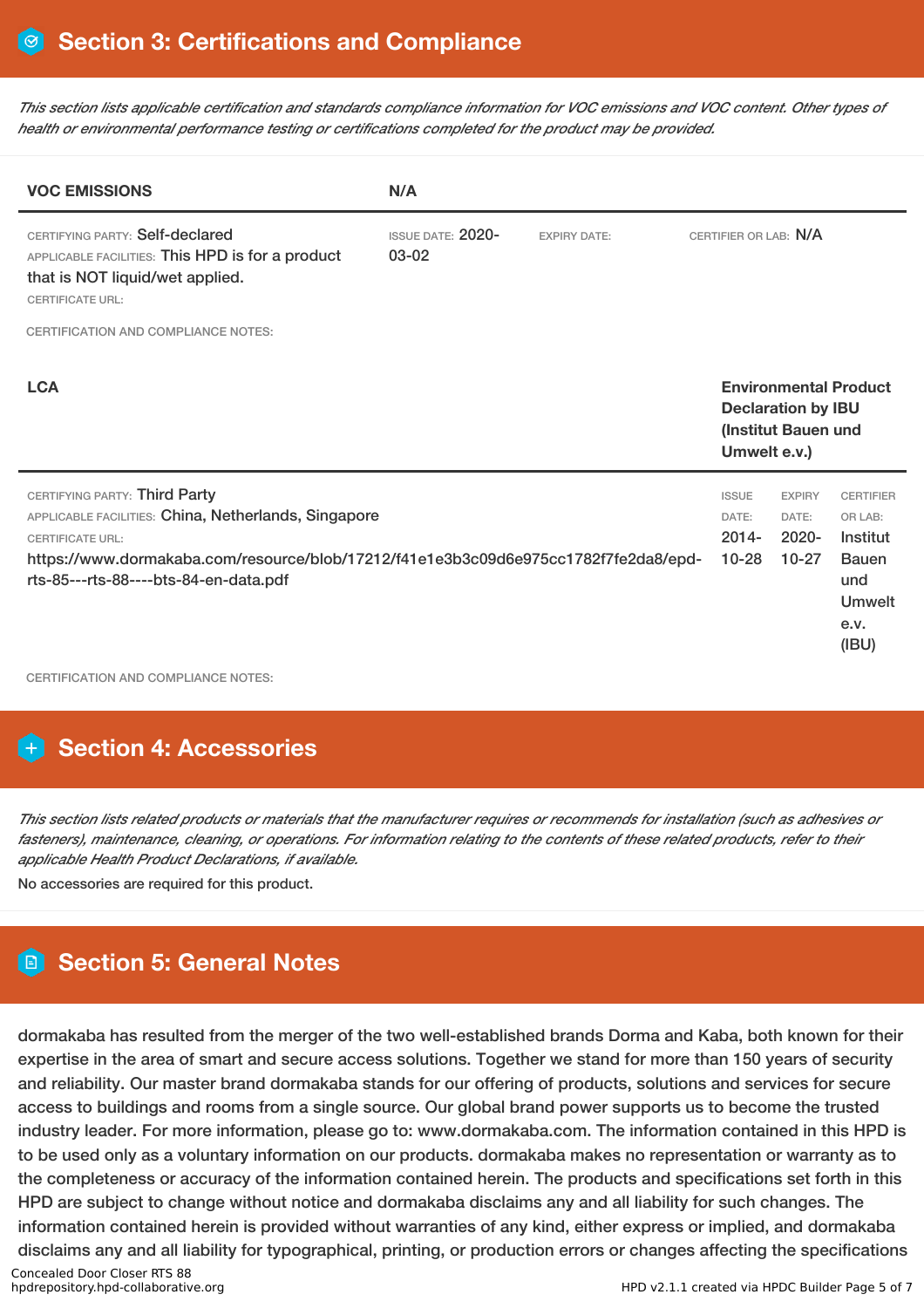# Section 3: Certifications and Compliance

*This section lists applicable certification and standards compliance information for VOC emissions and VOC content. Other types of health or environmental performance testing or certifications completed for the product may be provided.*

| VOC EMISSIONS | N/A | | |
|---|---|---|---|
| CERTIFYING PARTY: Self-declared<br>APPLICABLE FACILITIES: This HPD is for a product that is NOT liquid/wet applied.<br>CERTIFICATE URL: | ISSUE DATE: 2020-03-02 | EXPIRY DATE: | CERTIFIER OR LAB: N/A |

CERTIFICATION AND COMPLIANCE NOTES:

| LCA | Environmental Product Declaration by IBU (Institut Bauen und Umwelt e.v.) | | |
|---|---|---|---|
| CERTIFYING PARTY: Third Party<br>APPLICABLE FACILITIES: China, Netherlands, Singapore<br>CERTIFICATE URL:<br>https://www.dormakaba.com/resource/blob/17212/f41e1e3b3c09d6e975cc1782f7fe2da8/epd-rts-85---rts-88----bts-84-en-data.pdf | ISSUE DATE: 2014-10-28 | EXPIRY DATE: 2020-10-27 | CERTIFIER OR LAB: Institut Bauen und Umwelt e.v. (IBU) |

CERTIFICATION AND COMPLIANCE NOTES:

# Section 4: Accessories

*This section lists related products or materials that the manufacturer requires or recommends for installation (such as adhesives or fasteners), maintenance, cleaning, or operations. For information relating to the contents of these related products, refer to their applicable Health Product Declarations, if available.*

No accessories are required for this product.

# Section 5: General Notes

dormakaba has resulted from the merger of the two well-established brands Dorma and Kaba, both known for their expertise in the area of smart and secure access solutions. Together we stand for more than 150 years of security and reliability. Our master brand dormakaba stands for our offering of products, solutions and services for secure access to buildings and rooms from a single source. Our global brand power supports us to become the trusted industry leader. For more information, please go to: www.dormakaba.com. The information contained in this HPD is to be used only as a voluntary information on our products. dormakaba makes no representation or warranty as to the completeness or accuracy of the information contained herein. The products and specifications set forth in this HPD are subject to change without notice and dormakaba disclaims any and all liability for such changes. The information contained herein is provided without warranties of any kind, either express or implied, and dormakaba disclaims any and all liability for typographical, printing, or production errors or changes affecting the specifications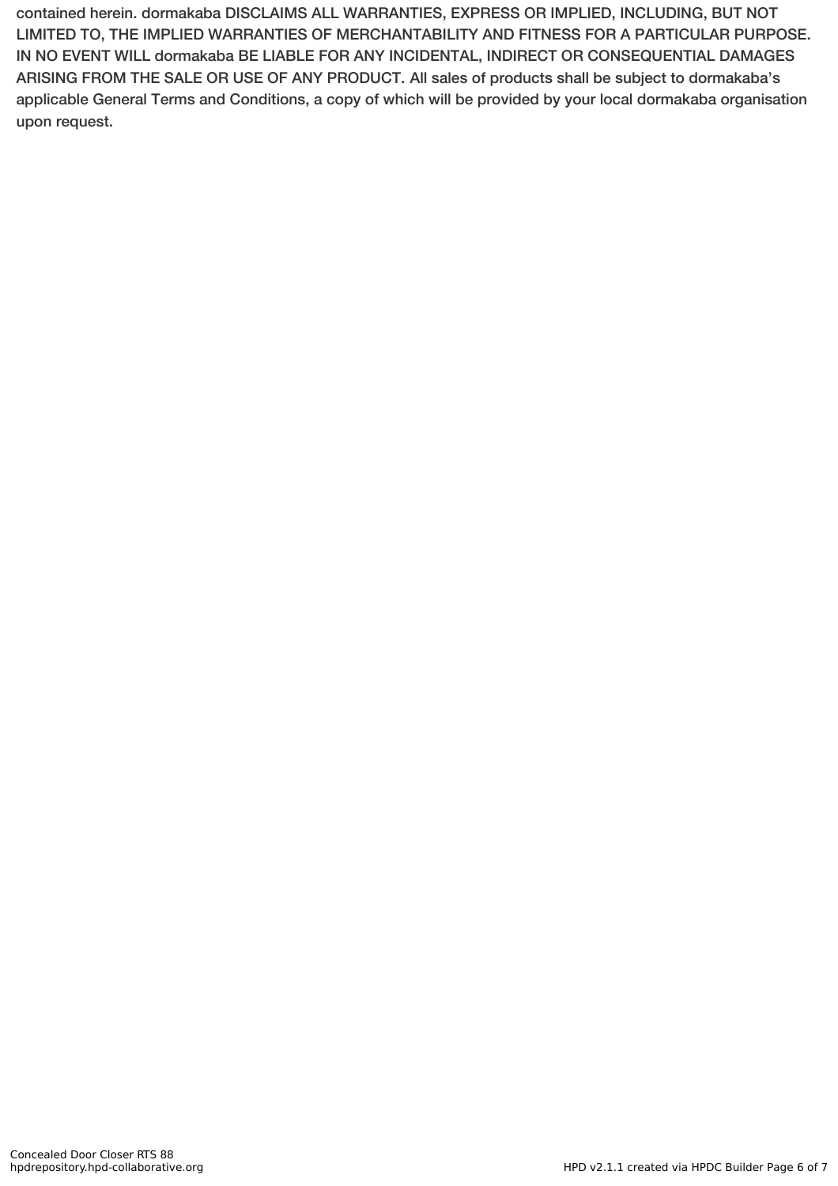contained herein. dormakaba DISCLAIMS ALL WARRANTIES, EXPRESS OR IMPLIED, INCLUDING, BUT NOT LIMITED TO, THE IMPLIED WARRANTIES OF MERCHANTABILITY AND FITNESS FOR A PARTICULAR PURPOSE. IN NO EVENT WILL dormakaba BE LIABLE FOR ANY INCIDENTAL, INDIRECT OR CONSEQUENTIAL DAMAGES ARISING FROM THE SALE OR USE OF ANY PRODUCT. All sales of products shall be subject to dormakaba's applicable General Terms and Conditions, a copy of which will be provided by your local dormakaba organisation upon request.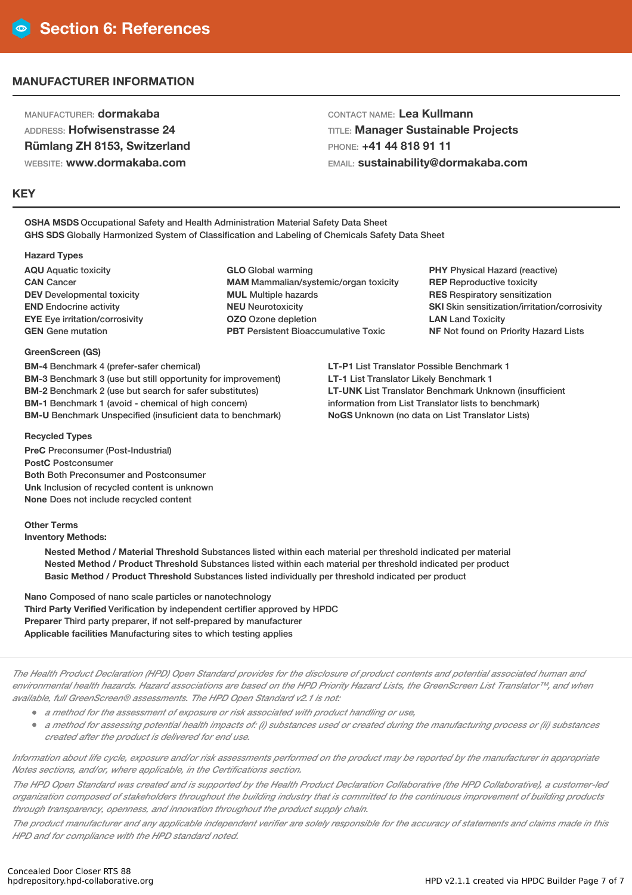# Section 6: References

## MANUFACTURER INFORMATION

MANUFACTURER: **dormakaba**
ADDRESS: **Hofwisenstrasse 24**
**Rümlang ZH 8153, Switzerland**
WEBSITE: **www.dormakaba.com**

CONTACT NAME: **Lea Kullmann**
TITLE: **Manager Sustainable Projects**
PHONE: **+41 44 818 91 11**
EMAIL: **sustainability@dormakaba.com**

## KEY

**OSHA MSDS** Occupational Safety and Health Administration Material Safety Data Sheet
**GHS SDS** Globally Harmonized System of Classification and Labeling of Chemicals Safety Data Sheet

**Hazard Types**

**AQU** Aquatic toxicity
**CAN** Cancer
**DEV** Developmental toxicity
**END** Endocrine activity
**EYE** Eye irritation/corrosivity
**GEN** Gene mutation
**GLO** Global warming
**MAM** Mammalian/systemic/organ toxicity
**MUL** Multiple hazards
**NEU** Neurotoxicity
**OZO** Ozone depletion
**PBT** Persistent Bioaccumulative Toxic
**PHY** Physical Hazard (reactive)
**REP** Reproductive toxicity
**RES** Respiratory sensitization
**SKI** Skin sensitization/irritation/corrosivity
**LAN** Land Toxicity
**NF** Not found on Priority Hazard Lists

**GreenScreen (GS)**

**BM-4** Benchmark 4 (prefer-safer chemical)
**BM-3** Benchmark 3 (use but still opportunity for improvement)
**BM-2** Benchmark 2 (use but search for safer substitutes)
**BM-1** Benchmark 1 (avoid - chemical of high concern)
**BM-U** Benchmark Unspecified (insuficient data to benchmark)
**LT-P1** List Translator Possible Benchmark 1
**LT-1** List Translator Likely Benchmark 1
**LT-UNK** List Translator Benchmark Unknown (insufficient information from List Translator lists to benchmark)
**NoGS** Unknown (no data on List Translator Lists)

**Recycled Types**

**PreC** Preconsumer (Post-Industrial)
**PostC** Postconsumer
**Both** Both Preconsumer and Postconsumer
**Unk** Inclusion of recycled content is unknown
**None** Does not include recycled content

**Other Terms**
**Inventory Methods:**

- **Nested Method / Material Threshold** Substances listed within each material per threshold indicated per material
- **Nested Method / Product Threshold** Substances listed within each material per threshold indicated per product
- **Basic Method / Product Threshold** Substances listed individually per threshold indicated per product

**Nano** Composed of nano scale particles or nanotechnology
**Third Party Verified** Verification by independent certifier approved by HPDC
**Preparer** Third party preparer, if not self-prepared by manufacturer
**Applicable facilities** Manufacturing sites to which testing applies

*The Health Product Declaration (HPD) Open Standard provides for the disclosure of product contents and potential associated human and environmental health hazards. Hazard associations are based on the HPD Priority Hazard Lists, the GreenScreen List Translator™, and when available, full GreenScreen® assessments. The HPD Open Standard v2.1 is not:*

- *a method for the assessment of exposure or risk associated with product handling or use,*
- *a method for assessing potential health impacts of: (i) substances used or created during the manufacturing process or (ii) substances created after the product is delivered for end use.*

*Information about life cycle, exposure and/or risk assessments performed on the product may be reported by the manufacturer in appropriate Notes sections, and/or, where applicable, in the Certifications section.*

*The HPD Open Standard was created and is supported by the Health Product Declaration Collaborative (the HPD Collaborative), a customer-led organization composed of stakeholders throughout the building industry that is committed to the continuous improvement of building products through transparency, openness, and innovation throughout the product supply chain.*

*The product manufacturer and any applicable independent verifier are solely responsible for the accuracy of statements and claims made in this HPD and for compliance with the HPD standard noted.*